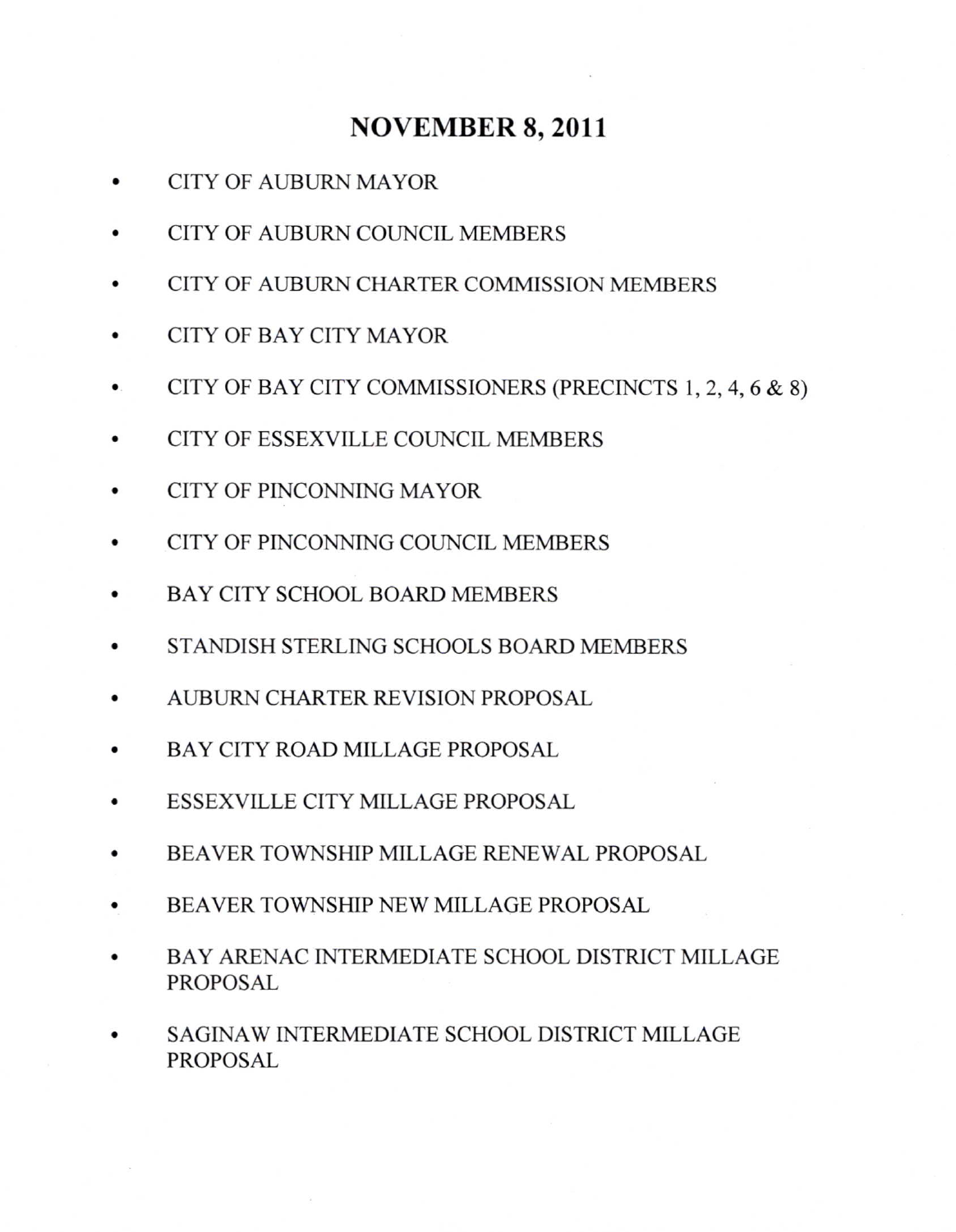# NOVEMBER 8, 2011

- CITY OF AUBURN MAYOR
- CITY OF AUBURN COUNCIL MEMBERS
- CITY OF AUBURN CHARTER COMMISSION MEMBERS
- CITY OF BAY CITY MAYOR
- CITY OF BAY CITY COMMISSIONERS (PRECINCTS 1, 2, 4, 6 & 8)
- CITY OF ESSEXVILLE COUNCIL MEMBERS
- CITY OF PINCONNING MAYOR
- CITY OF PINCONNING COUNCIL MEMBERS
- BAY CITY SCHOOL BOARD MEMBERS
- STANDISH STERLING SCHOOLS BOARD MEMBERS
- AUBURN CHARTER REVISION PROPOSAL
- BAY CITY ROAD MILLAGE PROPOSAL
- ESSEXVILLE CITY MILLAGE PROPOSAL
- BEAVER TOWNSHIP MILLAGE RENEWAL PROPOSAL
- BEAVER TOWNSHIP NEW MILLAGE PROPOSAL
- BAY ARENAC INTERMEDIATE SCHOOL DISTRICT MILLAGE PROPOSAL
- SAGINAW INTERMEDIATE SCHOOL DISTRICT MILLAGE PROPOSAL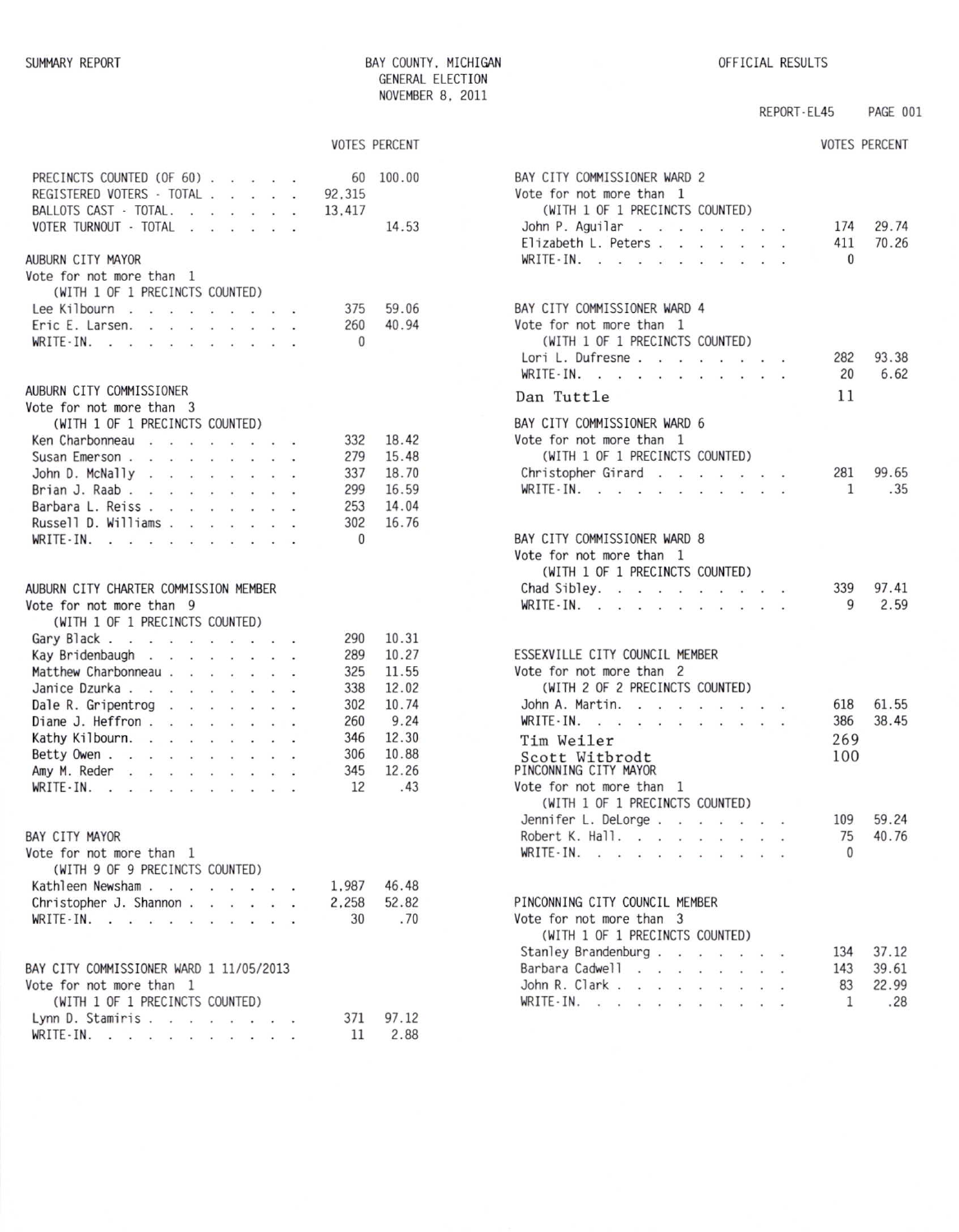SUMMARY REPORT

BAY COUNTY, MICHIGAN
GENERAL ELECTION
NOVEMBER 8, 2011

OFFICIAL RESULTS

REPORT-EL45 PAGE 001

| | VOTES | PERCENT |
|---|---|---|
| PRECINCTS COUNTED (OF 60) | 60 | 100.00 |
| REGISTERED VOTERS - TOTAL | 92,315 | |
| BALLOTS CAST - TOTAL | 13,417 | |
| VOTER TURNOUT - TOTAL | | 14.53 |

AUBURN CITY MAYOR
Vote for not more than 1
(WITH 1 OF 1 PRECINCTS COUNTED)

| | VOTES | PERCENT |
|---|---|---|
| Lee Kilbourn | 375 | 59.06 |
| Eric E. Larsen | 260 | 40.94 |
| WRITE-IN | 0 | |

AUBURN CITY COMMISSIONER
Vote for not more than 3
(WITH 1 OF 1 PRECINCTS COUNTED)

| | VOTES | PERCENT |
|---|---|---|
| Ken Charbonneau | 332 | 18.42 |
| Susan Emerson | 279 | 15.48 |
| John D. McNally | 337 | 18.70 |
| Brian J. Raab | 299 | 16.59 |
| Barbara L. Reiss | 253 | 14.04 |
| Russell D. Williams | 302 | 16.76 |
| WRITE-IN | 0 | |

AUBURN CITY CHARTER COMMISSION MEMBER
Vote for not more than 9
(WITH 1 OF 1 PRECINCTS COUNTED)

| | VOTES | PERCENT |
|---|---|---|
| Gary Black | 290 | 10.31 |
| Kay Bridenbaugh | 289 | 10.27 |
| Matthew Charbonneau | 325 | 11.55 |
| Janice Dzurka | 338 | 12.02 |
| Dale R. Gripentrog | 302 | 10.74 |
| Diane J. Heffron | 260 | 9.24 |
| Kathy Kilbourn | 346 | 12.30 |
| Betty Owen | 306 | 10.88 |
| Amy M. Reder | 345 | 12.26 |
| WRITE-IN | 12 | .43 |

BAY CITY MAYOR
Vote for not more than 1
(WITH 9 OF 9 PRECINCTS COUNTED)

| | VOTES | PERCENT |
|---|---|---|
| Kathleen Newsham | 1,987 | 46.48 |
| Christopher J. Shannon | 2,258 | 52.82 |
| WRITE-IN | 30 | .70 |

BAY CITY COMMISSIONER WARD 1 11/05/2013
Vote for not more than 1
(WITH 1 OF 1 PRECINCTS COUNTED)

| | VOTES | PERCENT |
|---|---|---|
| Lynn D. Stamiris | 371 | 97.12 |
| WRITE-IN | 11 | 2.88 |

BAY CITY COMMISSIONER WARD 2
Vote for not more than 1
(WITH 1 OF 1 PRECINCTS COUNTED)

| | VOTES | PERCENT |
|---|---|---|
| John P. Aguilar | 174 | 29.74 |
| Elizabeth L. Peters | 411 | 70.26 |
| WRITE-IN | 0 | |

BAY CITY COMMISSIONER WARD 4
Vote for not more than 1
(WITH 1 OF 1 PRECINCTS COUNTED)

| | VOTES | PERCENT |
|---|---|---|
| Lori L. Dufresne | 282 | 93.38 |
| WRITE-IN | 20 | 6.62 |
| Dan Tuttle | 11 | |

BAY CITY COMMISSIONER WARD 6
Vote for not more than 1
(WITH 1 OF 1 PRECINCTS COUNTED)

| | VOTES | PERCENT |
|---|---|---|
| Christopher Girard | 281 | 99.65 |
| WRITE-IN | 1 | .35 |

BAY CITY COMMISSIONER WARD 8
Vote for not more than 1
(WITH 1 OF 1 PRECINCTS COUNTED)

| | VOTES | PERCENT |
|---|---|---|
| Chad Sibley | 339 | 97.41 |
| WRITE-IN | 9 | 2.59 |

ESSEXVILLE CITY COUNCIL MEMBER
Vote for not more than 2
(WITH 2 OF 2 PRECINCTS COUNTED)

| | VOTES | PERCENT |
|---|---|---|
| John A. Martin | 618 | 61.55 |
| WRITE-IN | 386 | 38.45 |
| Tim Weiler | 269 | |
| Scott Witbrodt | 100 | |

PINCONNING CITY MAYOR
Vote for not more than 1
(WITH 1 OF 1 PRECINCTS COUNTED)

| | VOTES | PERCENT |
|---|---|---|
| Jennifer L. DeLorge | 109 | 59.24 |
| Robert K. Hall | 75 | 40.76 |
| WRITE-IN | 0 | |

PINCONNING CITY COUNCIL MEMBER
Vote for not more than 3
(WITH 1 OF 1 PRECINCTS COUNTED)

| | VOTES | PERCENT |
|---|---|---|
| Stanley Brandenburg | 134 | 37.12 |
| Barbara Cadwell | 143 | 39.61 |
| John R. Clark | 83 | 22.99 |
| WRITE-IN | 1 | .28 |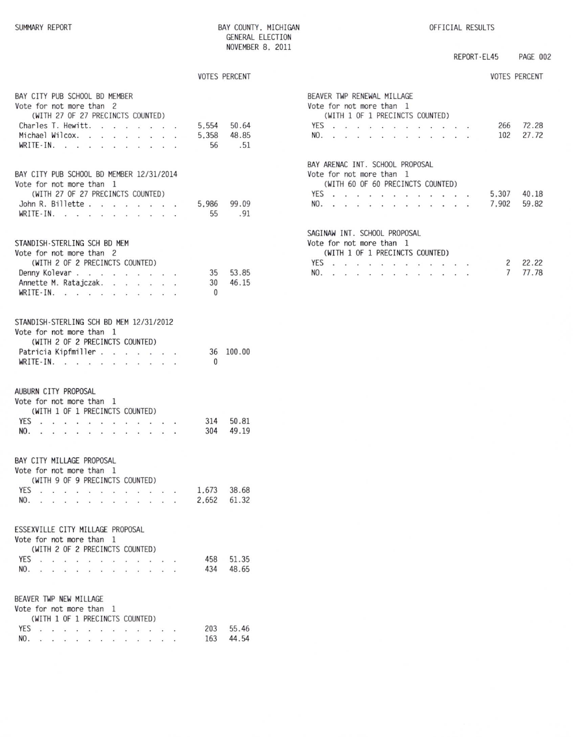SUMMARY REPORT

BAY COUNTY, MICHIGAN
GENERAL ELECTION
NOVEMBER 8, 2011

OFFICIAL RESULTS

REPORT-EL45

### BAY CITY PUB SCHOOL BD MEMBER
Vote for not more than 2
(WITH 27 OF 27 PRECINCTS COUNTED)

| | VOTES | PERCENT |
|---|---|---|
| Charles T. Hewitt | 5,554 | 50.64 |
| Michael Wilcox | 5,358 | 48.85 |
| WRITE-IN | 56 | .51 |

### BAY CITY PUB SCHOOL BD MEMBER 12/31/2014
Vote for not more than 1
(WITH 27 OF 27 PRECINCTS COUNTED)

| | VOTES | PERCENT |
|---|---|---|
| John R. Billette | 5,986 | 99.09 |
| WRITE-IN | 55 | .91 |

### STANDISH-STERLING SCH BD MEM
Vote for not more than 2
(WITH 2 OF 2 PRECINCTS COUNTED)

| | VOTES | PERCENT |
|---|---|---|
| Denny Kolevar | 35 | 53.85 |
| Annette M. Ratajczak | 30 | 46.15 |
| WRITE-IN | 0 | |

### STANDISH-STERLING SCH BD MEM 12/31/2012
Vote for not more than 1
(WITH 2 OF 2 PRECINCTS COUNTED)

| | VOTES | PERCENT |
|---|---|---|
| Patricia Kipfmiller | 36 | 100.00 |
| WRITE-IN | 0 | |

### AUBURN CITY PROPOSAL
Vote for not more than 1
(WITH 1 OF 1 PRECINCTS COUNTED)

| | VOTES | PERCENT |
|---|---|---|
| YES | 314 | 50.81 |
| NO | 304 | 49.19 |

### BAY CITY MILLAGE PROPOSAL
Vote for not more than 1
(WITH 9 OF 9 PRECINCTS COUNTED)

| | VOTES | PERCENT |
|---|---|---|
| YES | 1,673 | 38.68 |
| NO | 2,652 | 61.32 |

### ESSEXVILLE CITY MILLAGE PROPOSAL
Vote for not more than 1
(WITH 2 OF 2 PRECINCTS COUNTED)

| | VOTES | PERCENT |
|---|---|---|
| YES | 458 | 51.35 |
| NO | 434 | 48.65 |

### BEAVER TWP NEW MILLAGE
Vote for not more than 1
(WITH 1 OF 1 PRECINCTS COUNTED)

| | VOTES | PERCENT |
|---|---|---|
| YES | 203 | 55.46 |
| NO | 163 | 44.54 |

### BEAVER TWP RENEWAL MILLAGE
Vote for not more than 1
(WITH 1 OF 1 PRECINCTS COUNTED)

| | VOTES | PERCENT |
|---|---|---|
| YES | 266 | 72.28 |
| NO | 102 | 27.72 |

### BAY ARENAC INT. SCHOOL PROPOSAL
Vote for not more than 1
(WITH 60 OF 60 PRECINCTS COUNTED)

| | VOTES | PERCENT |
|---|---|---|
| YES | 5,307 | 40.18 |
| NO | 7,902 | 59.82 |

### SAGINAW INT. SCHOOL PROPOSAL
Vote for not more than 1
(WITH 1 OF 1 PRECINCTS COUNTED)

| | VOTES | PERCENT |
|---|---|---|
| YES | 2 | 22.22 |
| NO | 7 | 77.78 |